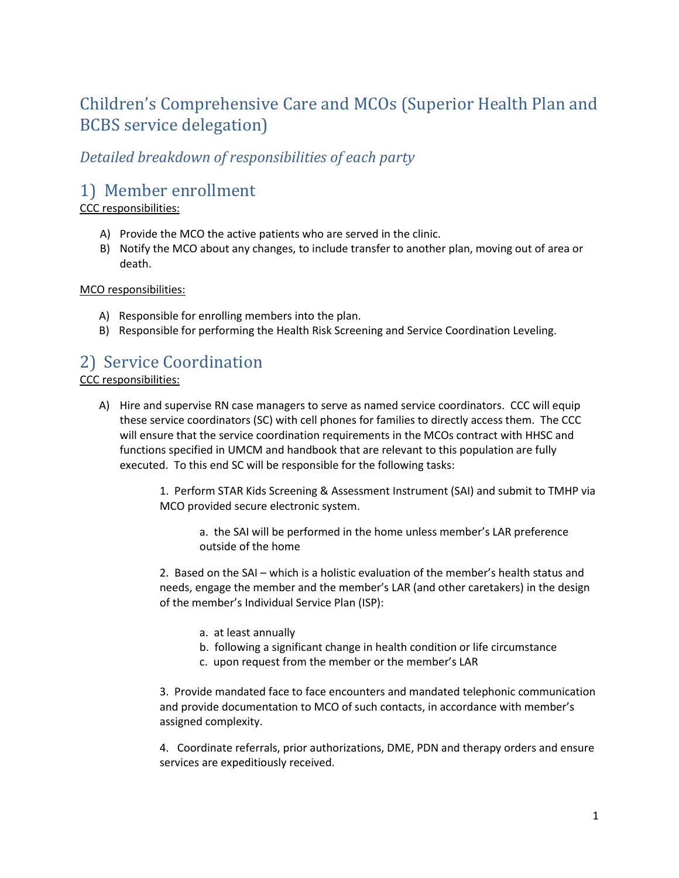# Children's Comprehensive Care and MCOs (Superior Health Plan and BCBS service delegation)

## *Detailed breakdown of responsibilities of each party*

## 1) Member enrollment

<u>CCC responsibilities:</u>

A) Provide the MCO the active patients who are served in the clinic.

B) Notify the MCO about any changes, to include transfer to another plan, moving out of area or death.

<u>MCO responsibilities:</u>

A) Responsible for enrolling members into the plan.

B) Responsible for performing the Health Risk Screening and Service Coordination Leveling.

## 2) Service Coordination

<u>CCC responsibilities:</u>

A) Hire and supervise RN case managers to serve as named service coordinators. CCC will equip these service coordinators (SC) with cell phones for families to directly access them. The CCC will ensure that the service coordination requirements in the MCOs contract with HHSC and functions specified in UMCM and handbook that are relevant to this population are fully executed. To this end SC will be responsible for the following tasks:

    1. Perform STAR Kids Screening & Assessment Instrument (SAI) and submit to TMHP via MCO provided secure electronic system.

        a. the SAI will be performed in the home unless member's LAR preference outside of the home

    2. Based on the SAI – which is a holistic evaluation of the member's health status and needs, engage the member and the member's LAR (and other caretakers) in the design of the member's Individual Service Plan (ISP):

        a. at least annually
        b. following a significant change in health condition or life circumstance
        c. upon request from the member or the member's LAR

    3. Provide mandated face to face encounters and mandated telephonic communication and provide documentation to MCO of such contacts, in accordance with member's assigned complexity.

    4. Coordinate referrals, prior authorizations, DME, PDN and therapy orders and ensure services are expeditiously received.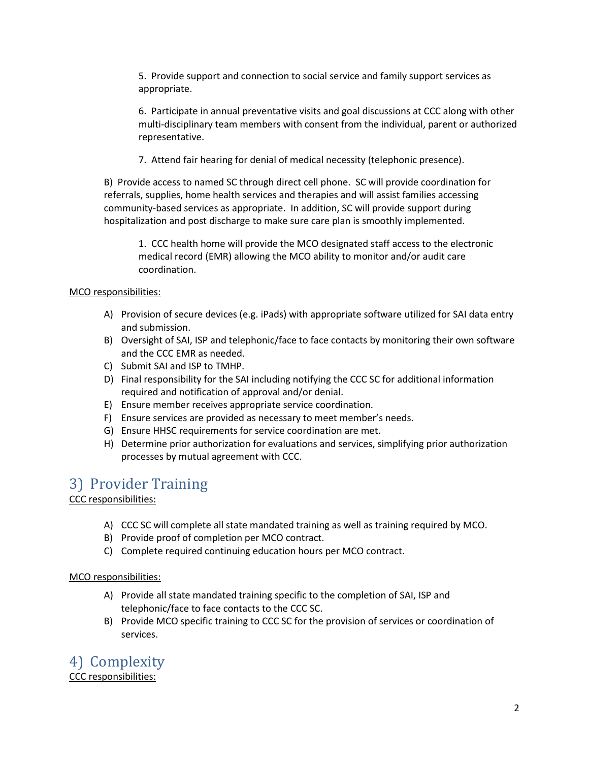5. Provide support and connection to social service and family support services as appropriate.

6. Participate in annual preventative visits and goal discussions at CCC along with other multi-disciplinary team members with consent from the individual, parent or authorized representative.

7. Attend fair hearing for denial of medical necessity (telephonic presence).

B) Provide access to named SC through direct cell phone. SC will provide coordination for referrals, supplies, home health services and therapies and will assist families accessing community-based services as appropriate. In addition, SC will provide support during hospitalization and post discharge to make sure care plan is smoothly implemented.

1. CCC health home will provide the MCO designated staff access to the electronic medical record (EMR) allowing the MCO ability to monitor and/or audit care coordination.

<u>MCO responsibilities:</u>

A) Provision of secure devices (e.g. iPads) with appropriate software utilized for SAI data entry and submission.
B) Oversight of SAI, ISP and telephonic/face to face contacts by monitoring their own software and the CCC EMR as needed.
C) Submit SAI and ISP to TMHP.
D) Final responsibility for the SAI including notifying the CCC SC for additional information required and notification of approval and/or denial.
E) Ensure member receives appropriate service coordination.
F) Ensure services are provided as necessary to meet member's needs.
G) Ensure HHSC requirements for service coordination are met.
H) Determine prior authorization for evaluations and services, simplifying prior authorization processes by mutual agreement with CCC.

## 3) Provider Training

<u>CCC responsibilities:</u>

A) CCC SC will complete all state mandated training as well as training required by MCO.
B) Provide proof of completion per MCO contract.
C) Complete required continuing education hours per MCO contract.

<u>MCO responsibilities:</u>

A) Provide all state mandated training specific to the completion of SAI, ISP and telephonic/face to face contacts to the CCC SC.
B) Provide MCO specific training to CCC SC for the provision of services or coordination of services.

## 4) Complexity

<u>CCC responsibilities:</u>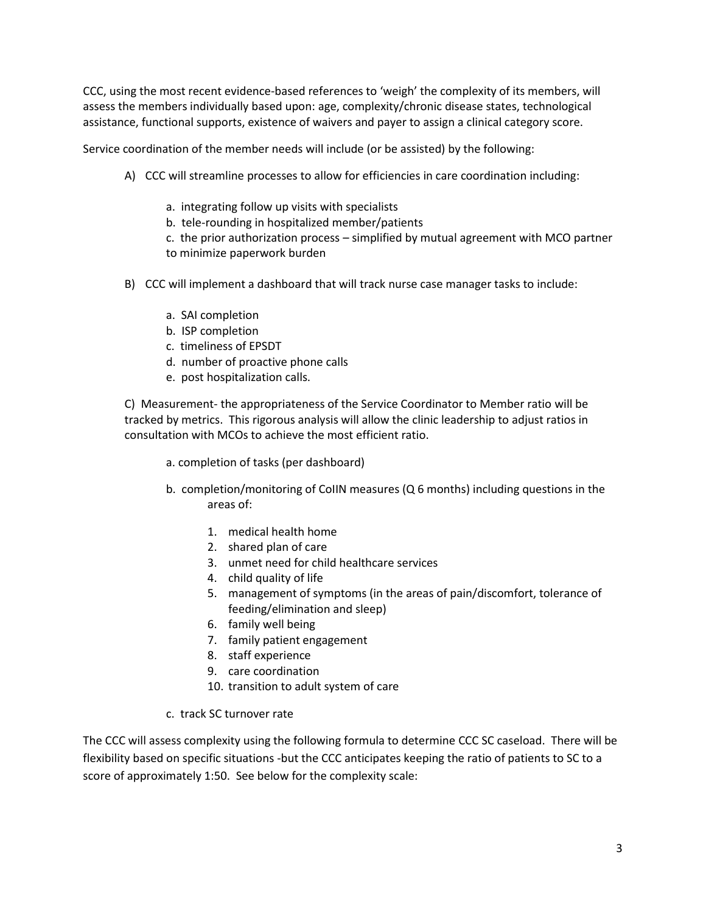CCC, using the most recent evidence-based references to 'weigh' the complexity of its members, will assess the members individually based upon: age, complexity/chronic disease states, technological assistance, functional supports, existence of waivers and payer to assign a clinical category score.

Service coordination of the member needs will include (or be assisted) by the following:

A) CCC will streamline processes to allow for efficiencies in care coordination including:

   a. integrating follow up visits with specialists
   b. tele-rounding in hospitalized member/patients
   c. the prior authorization process – simplified by mutual agreement with MCO partner to minimize paperwork burden

B) CCC will implement a dashboard that will track nurse case manager tasks to include:

   a. SAI completion
   b. ISP completion
   c. timeliness of EPSDT
   d. number of proactive phone calls
   e. post hospitalization calls.

C) Measurement- the appropriateness of the Service Coordinator to Member ratio will be tracked by metrics. This rigorous analysis will allow the clinic leadership to adjust ratios in consultation with MCOs to achieve the most efficient ratio.

   a. completion of tasks (per dashboard)

   b. completion/monitoring of CoIIN measures (Q 6 months) including questions in the areas of:

      1. medical health home
      2. shared plan of care
      3. unmet need for child healthcare services
      4. child quality of life
      5. management of symptoms (in the areas of pain/discomfort, tolerance of feeding/elimination and sleep)
      6. family well being
      7. family patient engagement
      8. staff experience
      9. care coordination
      10. transition to adult system of care

   c. track SC turnover rate

The CCC will assess complexity using the following formula to determine CCC SC caseload. There will be flexibility based on specific situations -but the CCC anticipates keeping the ratio of patients to SC to a score of approximately 1:50. See below for the complexity scale: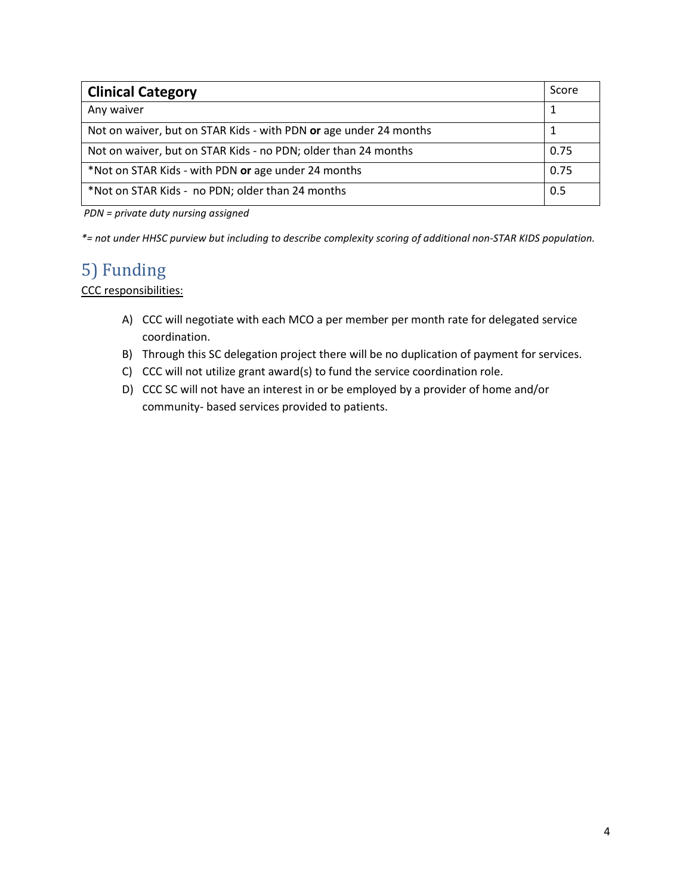| **Clinical Category** | Score |
|---|---|
| Any waiver | 1 |
| Not on waiver, but on STAR Kids - with PDN **or** age under 24 months | 1 |
| Not on waiver, but on STAR Kids - no PDN; older than 24 months | 0.75 |
| *Not on STAR Kids - with PDN **or** age under 24 months | 0.75 |
| *Not on STAR Kids - no PDN; older than 24 months | 0.5 |

*PDN = private duty nursing assigned*

*\*= not under HHSC purview but including to describe complexity scoring of additional non-STAR KIDS population.*

## 5) Funding

<u>CCC responsibilities:</u>

A) CCC will negotiate with each MCO a per member per month rate for delegated service coordination.

B) Through this SC delegation project there will be no duplication of payment for services.

C) CCC will not utilize grant award(s) to fund the service coordination role.

D) CCC SC will not have an interest in or be employed by a provider of home and/or community- based services provided to patients.